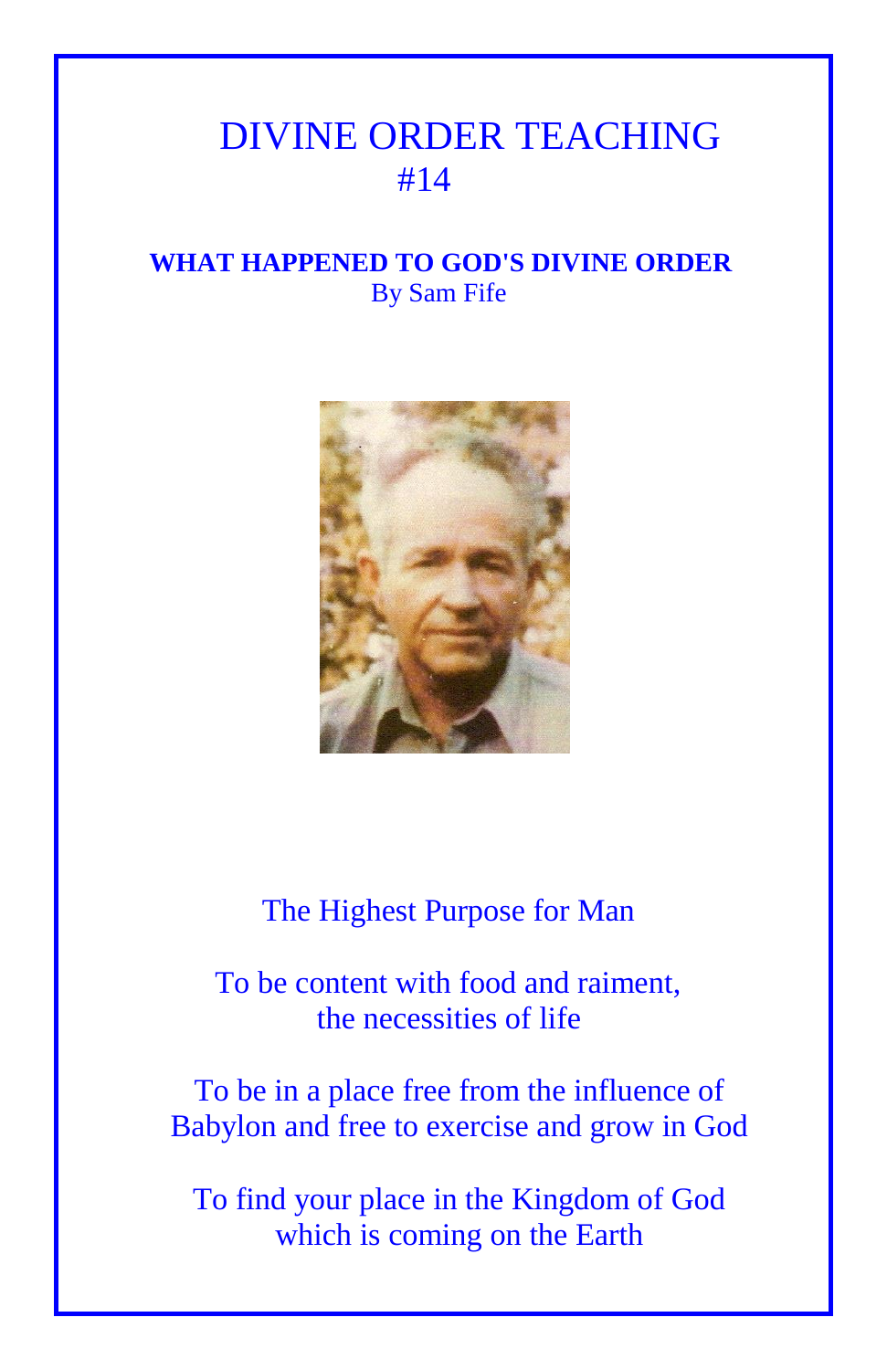# DIVINE ORDER TEACHING
#14

**WHAT HAPPENED TO GOD'S DIVINE ORDER**
By Sam Fife

The Highest Purpose for Man

To be content with food and raiment,
the necessities of life

To be in a place free from the influence of
Babylon and free to exercise and grow in God

To find your place in the Kingdom of God
which is coming on the Earth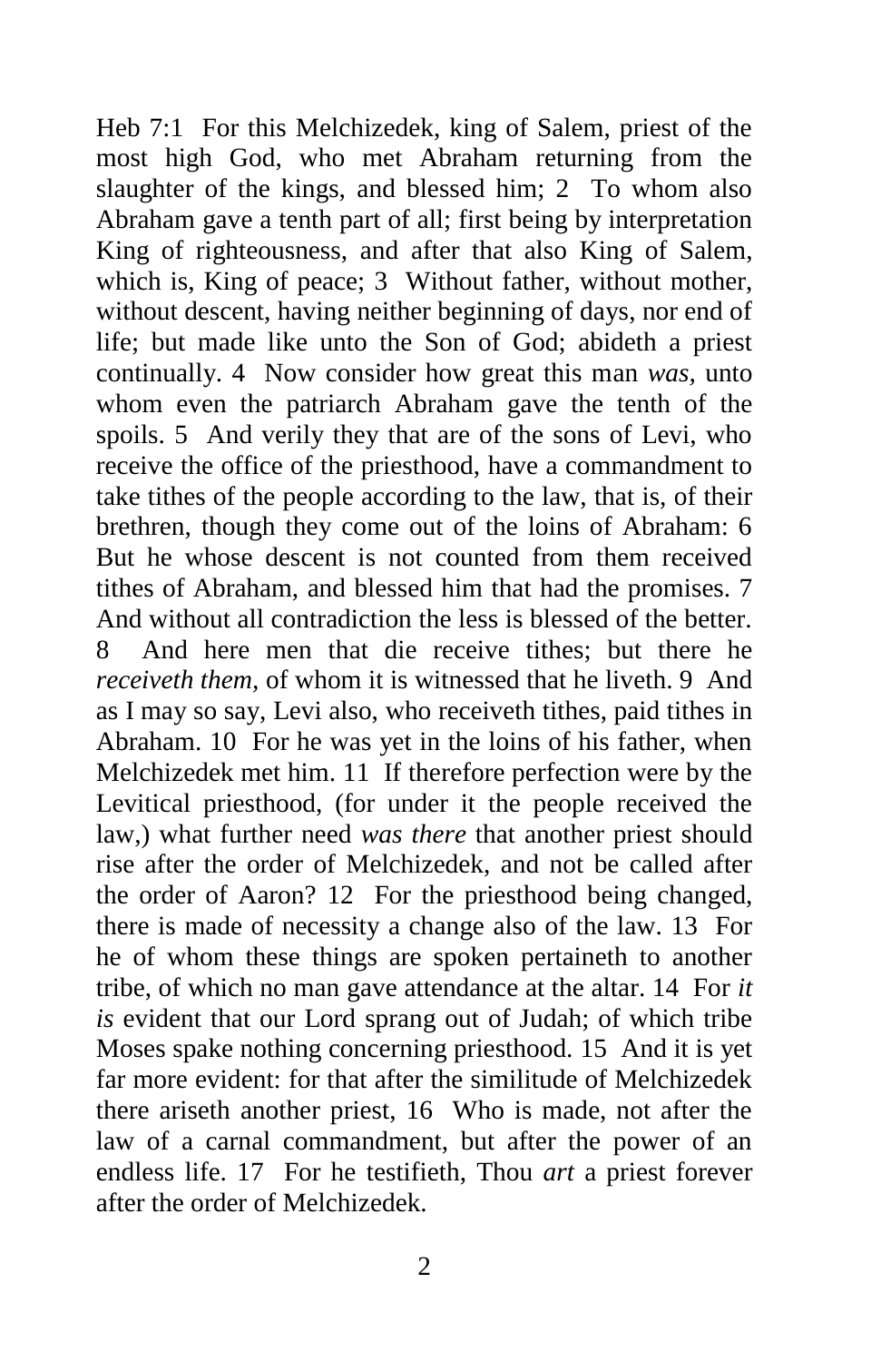Heb 7:1 For this Melchizedek, king of Salem, priest of the most high God, who met Abraham returning from the slaughter of the kings, and blessed him; 2 To whom also Abraham gave a tenth part of all; first being by interpretation King of righteousness, and after that also King of Salem, which is, King of peace; 3 Without father, without mother, without descent, having neither beginning of days, nor end of life; but made like unto the Son of God; abideth a priest continually. 4 Now consider how great this man *was,* unto whom even the patriarch Abraham gave the tenth of the spoils. 5 And verily they that are of the sons of Levi, who receive the office of the priesthood, have a commandment to take tithes of the people according to the law, that is, of their brethren, though they come out of the loins of Abraham: 6 But he whose descent is not counted from them received tithes of Abraham, and blessed him that had the promises. 7 And without all contradiction the less is blessed of the better. 8 And here men that die receive tithes; but there he *receiveth them,* of whom it is witnessed that he liveth. 9 And as I may so say, Levi also, who receiveth tithes, paid tithes in Abraham. 10 For he was yet in the loins of his father, when Melchizedek met him. 11 If therefore perfection were by the Levitical priesthood, (for under it the people received the law,) what further need *was there* that another priest should rise after the order of Melchizedek, and not be called after the order of Aaron? 12 For the priesthood being changed, there is made of necessity a change also of the law. 13 For he of whom these things are spoken pertaineth to another tribe, of which no man gave attendance at the altar. 14 For *it is* evident that our Lord sprang out of Judah; of which tribe Moses spake nothing concerning priesthood. 15 And it is yet far more evident: for that after the similitude of Melchizedek there ariseth another priest, 16 Who is made, not after the law of a carnal commandment, but after the power of an endless life. 17 For he testifieth, Thou *art* a priest forever after the order of Melchizedek.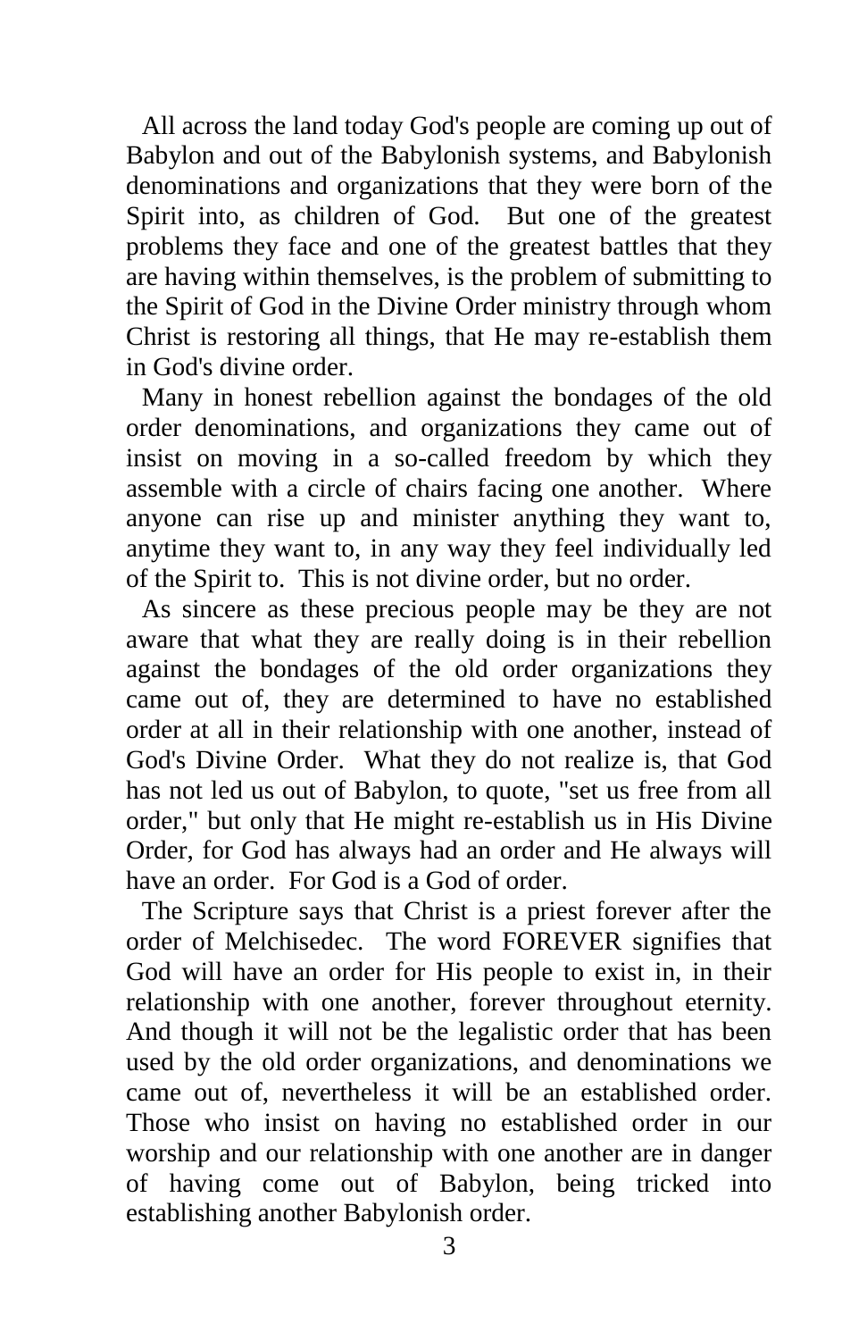All across the land today God's people are coming up out of Babylon and out of the Babylonish systems, and Babylonish denominations and organizations that they were born of the Spirit into, as children of God. But one of the greatest problems they face and one of the greatest battles that they are having within themselves, is the problem of submitting to the Spirit of God in the Divine Order ministry through whom Christ is restoring all things, that He may re-establish them in God's divine order.

Many in honest rebellion against the bondages of the old order denominations, and organizations they came out of insist on moving in a so-called freedom by which they assemble with a circle of chairs facing one another. Where anyone can rise up and minister anything they want to, anytime they want to, in any way they feel individually led of the Spirit to. This is not divine order, but no order.

As sincere as these precious people may be they are not aware that what they are really doing is in their rebellion against the bondages of the old order organizations they came out of, they are determined to have no established order at all in their relationship with one another, instead of God's Divine Order. What they do not realize is, that God has not led us out of Babylon, to quote, "set us free from all order," but only that He might re-establish us in His Divine Order, for God has always had an order and He always will have an order. For God is a God of order.

The Scripture says that Christ is a priest forever after the order of Melchisedec. The word FOREVER signifies that God will have an order for His people to exist in, in their relationship with one another, forever throughout eternity. And though it will not be the legalistic order that has been used by the old order organizations, and denominations we came out of, nevertheless it will be an established order. Those who insist on having no established order in our worship and our relationship with one another are in danger of having come out of Babylon, being tricked into establishing another Babylonish order.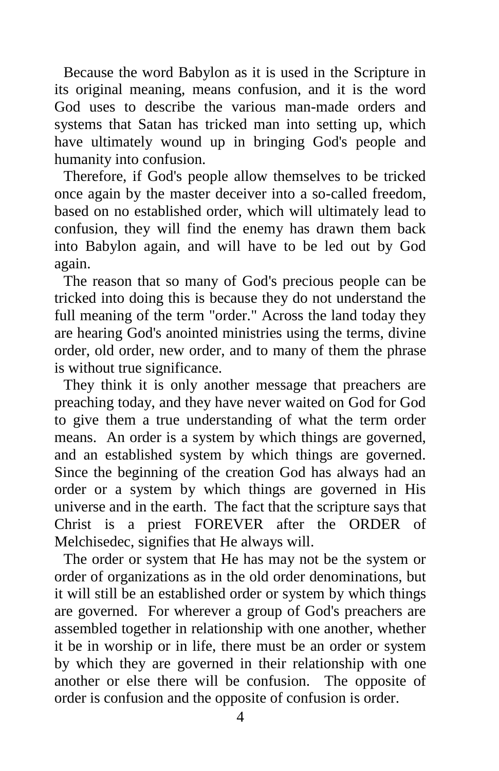Because the word Babylon as it is used in the Scripture in its original meaning, means confusion, and it is the word God uses to describe the various man-made orders and systems that Satan has tricked man into setting up, which have ultimately wound up in bringing God's people and humanity into confusion.

Therefore, if God's people allow themselves to be tricked once again by the master deceiver into a so-called freedom, based on no established order, which will ultimately lead to confusion, they will find the enemy has drawn them back into Babylon again, and will have to be led out by God again.

The reason that so many of God's precious people can be tricked into doing this is because they do not understand the full meaning of the term "order." Across the land today they are hearing God's anointed ministries using the terms, divine order, old order, new order, and to many of them the phrase is without true significance.

They think it is only another message that preachers are preaching today, and they have never waited on God for God to give them a true understanding of what the term order means. An order is a system by which things are governed, and an established system by which things are governed. Since the beginning of the creation God has always had an order or a system by which things are governed in His universe and in the earth. The fact that the scripture says that Christ is a priest FOREVER after the ORDER of Melchisedec, signifies that He always will.

The order or system that He has may not be the system or order of organizations as in the old order denominations, but it will still be an established order or system by which things are governed. For wherever a group of God's preachers are assembled together in relationship with one another, whether it be in worship or in life, there must be an order or system by which they are governed in their relationship with one another or else there will be confusion. The opposite of order is confusion and the opposite of confusion is order.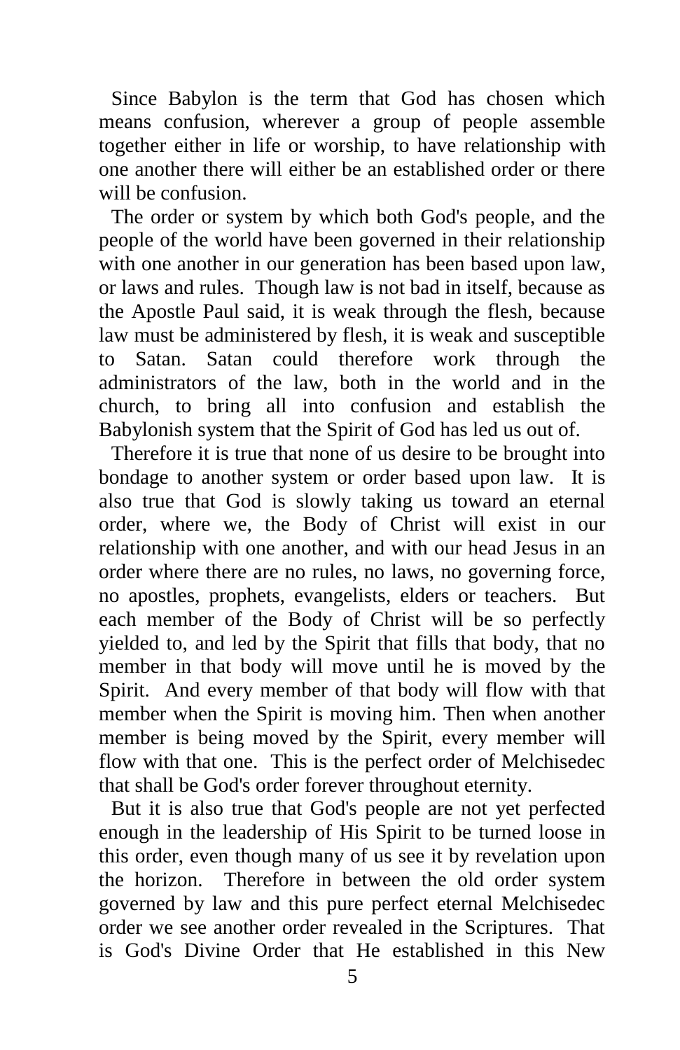Since Babylon is the term that God has chosen which means confusion, wherever a group of people assemble together either in life or worship, to have relationship with one another there will either be an established order or there will be confusion.

The order or system by which both God's people, and the people of the world have been governed in their relationship with one another in our generation has been based upon law, or laws and rules. Though law is not bad in itself, because as the Apostle Paul said, it is weak through the flesh, because law must be administered by flesh, it is weak and susceptible to Satan. Satan could therefore work through the administrators of the law, both in the world and in the church, to bring all into confusion and establish the Babylonish system that the Spirit of God has led us out of.

Therefore it is true that none of us desire to be brought into bondage to another system or order based upon law. It is also true that God is slowly taking us toward an eternal order, where we, the Body of Christ will exist in our relationship with one another, and with our head Jesus in an order where there are no rules, no laws, no governing force, no apostles, prophets, evangelists, elders or teachers. But each member of the Body of Christ will be so perfectly yielded to, and led by the Spirit that fills that body, that no member in that body will move until he is moved by the Spirit. And every member of that body will flow with that member when the Spirit is moving him. Then when another member is being moved by the Spirit, every member will flow with that one. This is the perfect order of Melchisedec that shall be God's order forever throughout eternity.

But it is also true that God's people are not yet perfected enough in the leadership of His Spirit to be turned loose in this order, even though many of us see it by revelation upon the horizon. Therefore in between the old order system governed by law and this pure perfect eternal Melchisedec order we see another order revealed in the Scriptures. That is God's Divine Order that He established in this New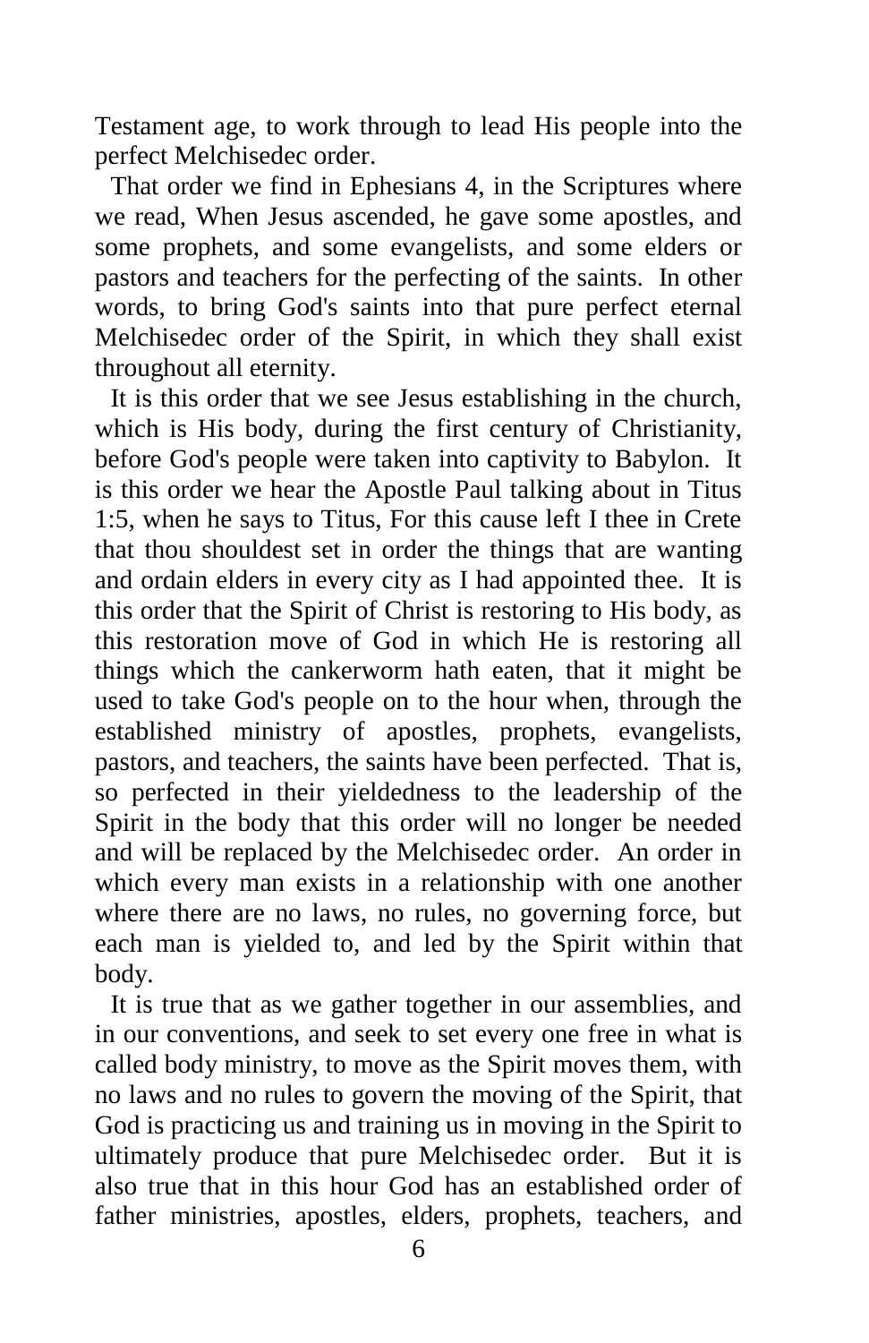Testament age, to work through to lead His people into the perfect Melchisedec order.

That order we find in Ephesians 4, in the Scriptures where we read, When Jesus ascended, he gave some apostles, and some prophets, and some evangelists, and some elders or pastors and teachers for the perfecting of the saints. In other words, to bring God's saints into that pure perfect eternal Melchisedec order of the Spirit, in which they shall exist throughout all eternity.

It is this order that we see Jesus establishing in the church, which is His body, during the first century of Christianity, before God's people were taken into captivity to Babylon. It is this order we hear the Apostle Paul talking about in Titus 1:5, when he says to Titus, For this cause left I thee in Crete that thou shouldest set in order the things that are wanting and ordain elders in every city as I had appointed thee. It is this order that the Spirit of Christ is restoring to His body, as this restoration move of God in which He is restoring all things which the cankerworm hath eaten, that it might be used to take God's people on to the hour when, through the established ministry of apostles, prophets, evangelists, pastors, and teachers, the saints have been perfected. That is, so perfected in their yieldedness to the leadership of the Spirit in the body that this order will no longer be needed and will be replaced by the Melchisedec order. An order in which every man exists in a relationship with one another where there are no laws, no rules, no governing force, but each man is yielded to, and led by the Spirit within that body.

It is true that as we gather together in our assemblies, and in our conventions, and seek to set every one free in what is called body ministry, to move as the Spirit moves them, with no laws and no rules to govern the moving of the Spirit, that God is practicing us and training us in moving in the Spirit to ultimately produce that pure Melchisedec order. But it is also true that in this hour God has an established order of father ministries, apostles, elders, prophets, teachers, and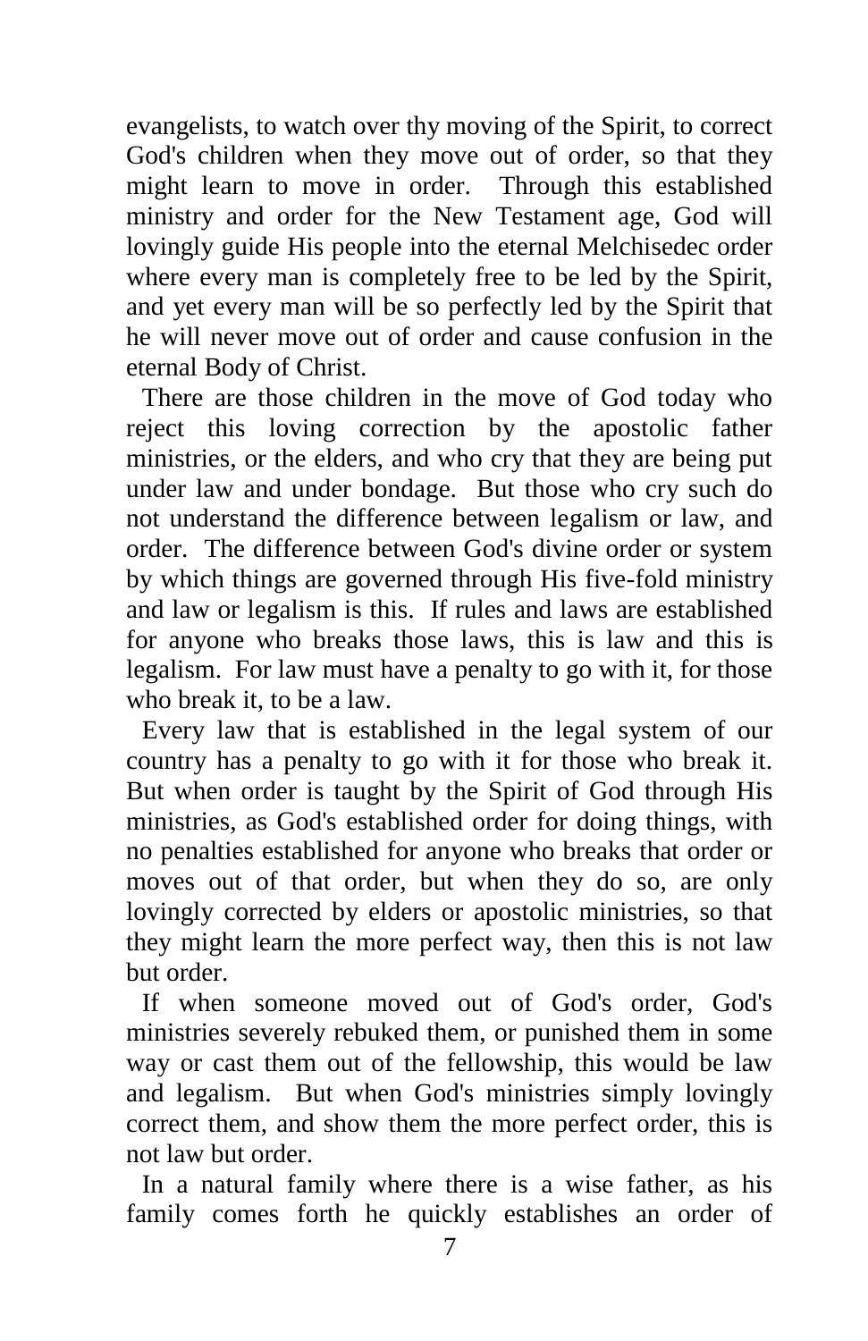evangelists, to watch over thy moving of the Spirit, to correct God's children when they move out of order, so that they might learn to move in order. Through this established ministry and order for the New Testament age, God will lovingly guide His people into the eternal Melchisedec order where every man is completely free to be led by the Spirit, and yet every man will be so perfectly led by the Spirit that he will never move out of order and cause confusion in the eternal Body of Christ.

There are those children in the move of God today who reject this loving correction by the apostolic father ministries, or the elders, and who cry that they are being put under law and under bondage. But those who cry such do not understand the difference between legalism or law, and order. The difference between God's divine order or system by which things are governed through His five-fold ministry and law or legalism is this. If rules and laws are established for anyone who breaks those laws, this is law and this is legalism. For law must have a penalty to go with it, for those who break it, to be a law.

Every law that is established in the legal system of our country has a penalty to go with it for those who break it. But when order is taught by the Spirit of God through His ministries, as God's established order for doing things, with no penalties established for anyone who breaks that order or moves out of that order, but when they do so, are only lovingly corrected by elders or apostolic ministries, so that they might learn the more perfect way, then this is not law but order.

If when someone moved out of God's order, God's ministries severely rebuked them, or punished them in some way or cast them out of the fellowship, this would be law and legalism. But when God's ministries simply lovingly correct them, and show them the more perfect order, this is not law but order.

In a natural family where there is a wise father, as his family comes forth he quickly establishes an order of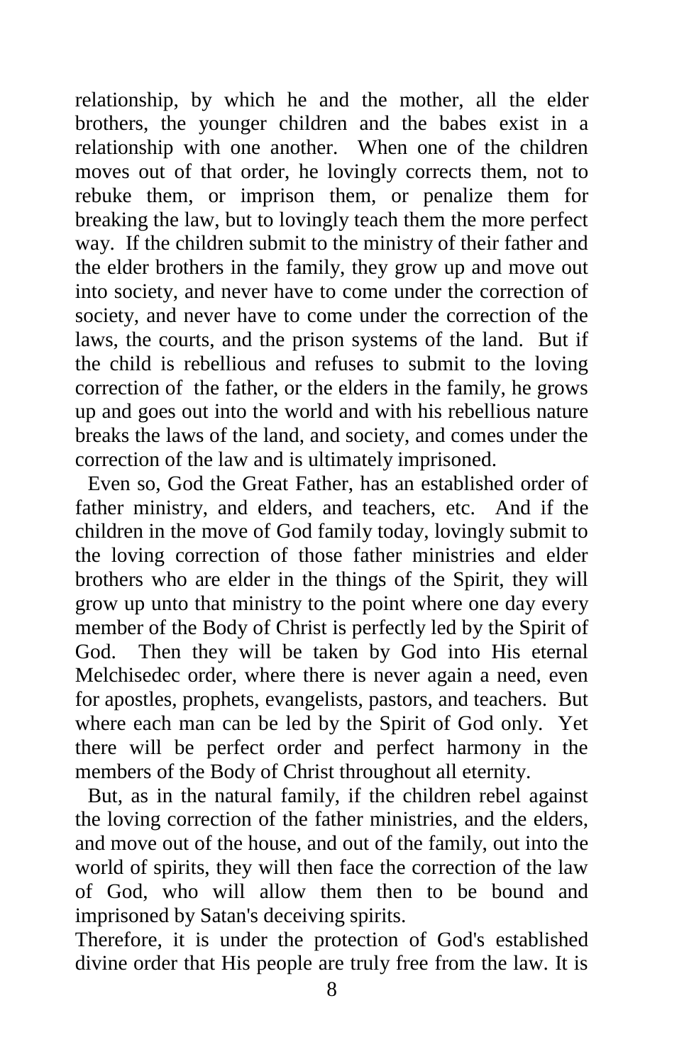relationship, by which he and the mother, all the elder brothers, the younger children and the babes exist in a relationship with one another. When one of the children moves out of that order, he lovingly corrects them, not to rebuke them, or imprison them, or penalize them for breaking the law, but to lovingly teach them the more perfect way. If the children submit to the ministry of their father and the elder brothers in the family, they grow up and move out into society, and never have to come under the correction of society, and never have to come under the correction of the laws, the courts, and the prison systems of the land. But if the child is rebellious and refuses to submit to the loving correction of the father, or the elders in the family, he grows up and goes out into the world and with his rebellious nature breaks the laws of the land, and society, and comes under the correction of the law and is ultimately imprisoned.

Even so, God the Great Father, has an established order of father ministry, and elders, and teachers, etc. And if the children in the move of God family today, lovingly submit to the loving correction of those father ministries and elder brothers who are elder in the things of the Spirit, they will grow up unto that ministry to the point where one day every member of the Body of Christ is perfectly led by the Spirit of God. Then they will be taken by God into His eternal Melchisedec order, where there is never again a need, even for apostles, prophets, evangelists, pastors, and teachers. But where each man can be led by the Spirit of God only. Yet there will be perfect order and perfect harmony in the members of the Body of Christ throughout all eternity.

But, as in the natural family, if the children rebel against the loving correction of the father ministries, and the elders, and move out of the house, and out of the family, out into the world of spirits, they will then face the correction of the law of God, who will allow them then to be bound and imprisoned by Satan's deceiving spirits.

Therefore, it is under the protection of God's established divine order that His people are truly free from the law. It is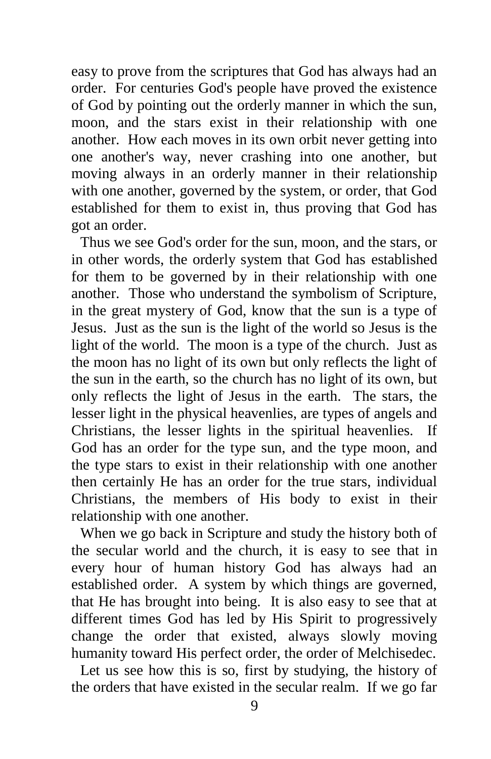easy to prove from the scriptures that God has always had an order. For centuries God's people have proved the existence of God by pointing out the orderly manner in which the sun, moon, and the stars exist in their relationship with one another. How each moves in its own orbit never getting into one another's way, never crashing into one another, but moving always in an orderly manner in their relationship with one another, governed by the system, or order, that God established for them to exist in, thus proving that God has got an order.

Thus we see God's order for the sun, moon, and the stars, or in other words, the orderly system that God has established for them to be governed by in their relationship with one another. Those who understand the symbolism of Scripture, in the great mystery of God, know that the sun is a type of Jesus. Just as the sun is the light of the world so Jesus is the light of the world. The moon is a type of the church. Just as the moon has no light of its own but only reflects the light of the sun in the earth, so the church has no light of its own, but only reflects the light of Jesus in the earth. The stars, the lesser light in the physical heavenlies, are types of angels and Christians, the lesser lights in the spiritual heavenlies. If God has an order for the type sun, and the type moon, and the type stars to exist in their relationship with one another then certainly He has an order for the true stars, individual Christians, the members of His body to exist in their relationship with one another.

When we go back in Scripture and study the history both of the secular world and the church, it is easy to see that in every hour of human history God has always had an established order. A system by which things are governed, that He has brought into being. It is also easy to see that at different times God has led by His Spirit to progressively change the order that existed, always slowly moving humanity toward His perfect order, the order of Melchisedec.

Let us see how this is so, first by studying, the history of the orders that have existed in the secular realm. If we go far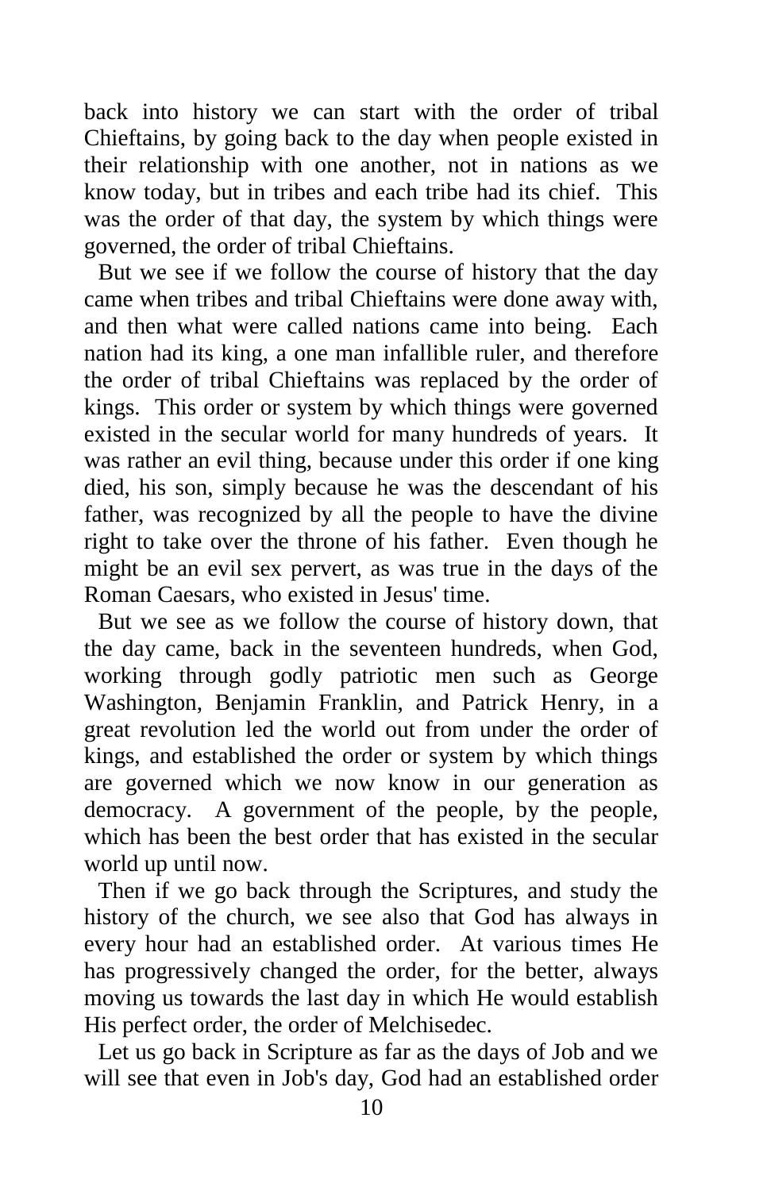back into history we can start with the order of tribal Chieftains, by going back to the day when people existed in their relationship with one another, not in nations as we know today, but in tribes and each tribe had its chief. This was the order of that day, the system by which things were governed, the order of tribal Chieftains.

But we see if we follow the course of history that the day came when tribes and tribal Chieftains were done away with, and then what were called nations came into being. Each nation had its king, a one man infallible ruler, and therefore the order of tribal Chieftains was replaced by the order of kings. This order or system by which things were governed existed in the secular world for many hundreds of years. It was rather an evil thing, because under this order if one king died, his son, simply because he was the descendant of his father, was recognized by all the people to have the divine right to take over the throne of his father. Even though he might be an evil sex pervert, as was true in the days of the Roman Caesars, who existed in Jesus' time.

But we see as we follow the course of history down, that the day came, back in the seventeen hundreds, when God, working through godly patriotic men such as George Washington, Benjamin Franklin, and Patrick Henry, in a great revolution led the world out from under the order of kings, and established the order or system by which things are governed which we now know in our generation as democracy. A government of the people, by the people, which has been the best order that has existed in the secular world up until now.

Then if we go back through the Scriptures, and study the history of the church, we see also that God has always in every hour had an established order. At various times He has progressively changed the order, for the better, always moving us towards the last day in which He would establish His perfect order, the order of Melchisedec.

Let us go back in Scripture as far as the days of Job and we will see that even in Job's day, God had an established order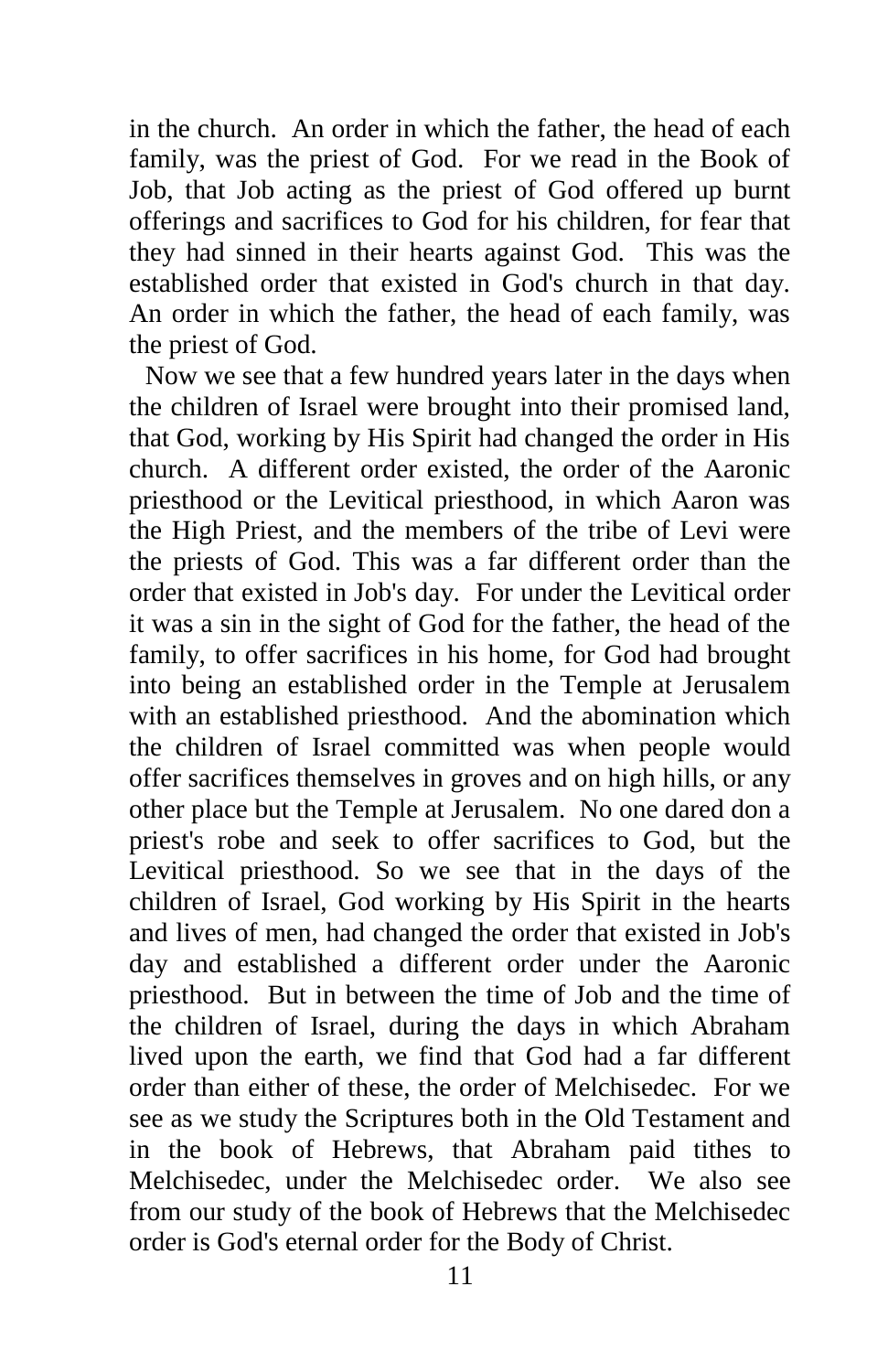in the church. An order in which the father, the head of each family, was the priest of God. For we read in the Book of Job, that Job acting as the priest of God offered up burnt offerings and sacrifices to God for his children, for fear that they had sinned in their hearts against God. This was the established order that existed in God's church in that day. An order in which the father, the head of each family, was the priest of God.

Now we see that a few hundred years later in the days when the children of Israel were brought into their promised land, that God, working by His Spirit had changed the order in His church. A different order existed, the order of the Aaronic priesthood or the Levitical priesthood, in which Aaron was the High Priest, and the members of the tribe of Levi were the priests of God. This was a far different order than the order that existed in Job's day. For under the Levitical order it was a sin in the sight of God for the father, the head of the family, to offer sacrifices in his home, for God had brought into being an established order in the Temple at Jerusalem with an established priesthood. And the abomination which the children of Israel committed was when people would offer sacrifices themselves in groves and on high hills, or any other place but the Temple at Jerusalem. No one dared don a priest's robe and seek to offer sacrifices to God, but the Levitical priesthood. So we see that in the days of the children of Israel, God working by His Spirit in the hearts and lives of men, had changed the order that existed in Job's day and established a different order under the Aaronic priesthood. But in between the time of Job and the time of the children of Israel, during the days in which Abraham lived upon the earth, we find that God had a far different order than either of these, the order of Melchisedec. For we see as we study the Scriptures both in the Old Testament and in the book of Hebrews, that Abraham paid tithes to Melchisedec, under the Melchisedec order. We also see from our study of the book of Hebrews that the Melchisedec order is God's eternal order for the Body of Christ.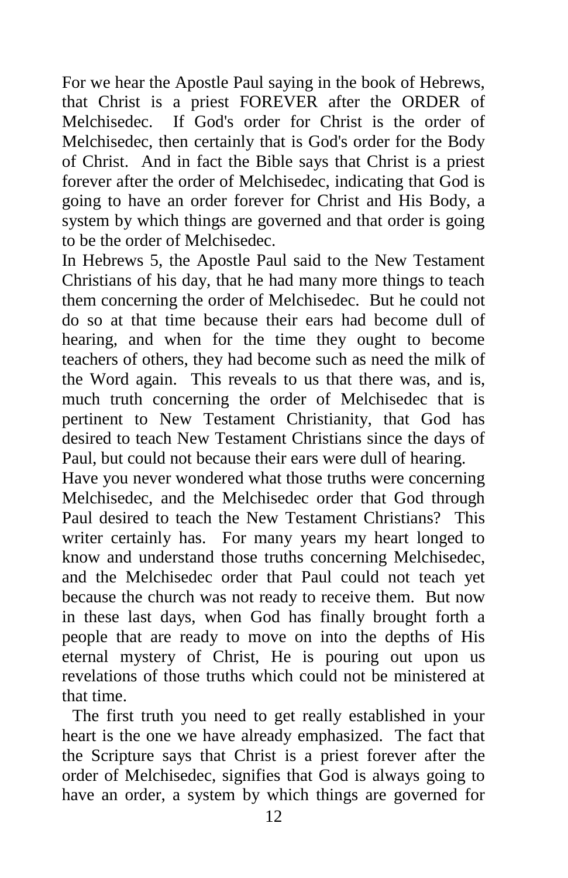For we hear the Apostle Paul saying in the book of Hebrews, that Christ is a priest FOREVER after the ORDER of Melchisedec. If God's order for Christ is the order of Melchisedec, then certainly that is God's order for the Body of Christ. And in fact the Bible says that Christ is a priest forever after the order of Melchisedec, indicating that God is going to have an order forever for Christ and His Body, a system by which things are governed and that order is going to be the order of Melchisedec.

In Hebrews 5, the Apostle Paul said to the New Testament Christians of his day, that he had many more things to teach them concerning the order of Melchisedec. But he could not do so at that time because their ears had become dull of hearing, and when for the time they ought to become teachers of others, they had become such as need the milk of the Word again. This reveals to us that there was, and is, much truth concerning the order of Melchisedec that is pertinent to New Testament Christianity, that God has desired to teach New Testament Christians since the days of Paul, but could not because their ears were dull of hearing.

Have you never wondered what those truths were concerning Melchisedec, and the Melchisedec order that God through Paul desired to teach the New Testament Christians? This writer certainly has. For many years my heart longed to know and understand those truths concerning Melchisedec, and the Melchisedec order that Paul could not teach yet because the church was not ready to receive them. But now in these last days, when God has finally brought forth a people that are ready to move on into the depths of His eternal mystery of Christ, He is pouring out upon us revelations of those truths which could not be ministered at that time.

The first truth you need to get really established in your heart is the one we have already emphasized. The fact that the Scripture says that Christ is a priest forever after the order of Melchisedec, signifies that God is always going to have an order, a system by which things are governed for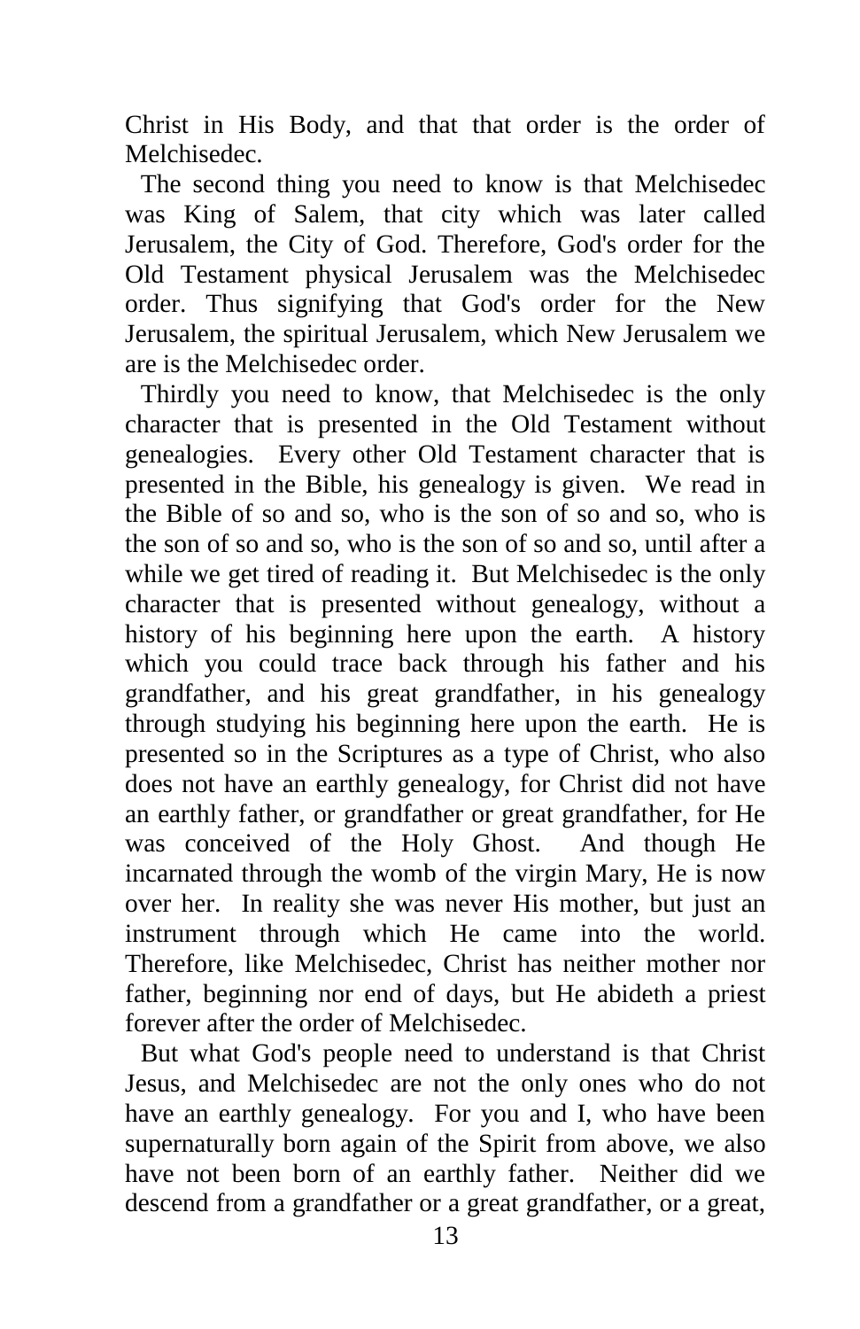Christ in His Body, and that that order is the order of Melchisedec.

The second thing you need to know is that Melchisedec was King of Salem, that city which was later called Jerusalem, the City of God. Therefore, God's order for the Old Testament physical Jerusalem was the Melchisedec order. Thus signifying that God's order for the New Jerusalem, the spiritual Jerusalem, which New Jerusalem we are is the Melchisedec order.

Thirdly you need to know, that Melchisedec is the only character that is presented in the Old Testament without genealogies. Every other Old Testament character that is presented in the Bible, his genealogy is given. We read in the Bible of so and so, who is the son of so and so, who is the son of so and so, who is the son of so and so, until after a while we get tired of reading it. But Melchisedec is the only character that is presented without genealogy, without a history of his beginning here upon the earth. A history which you could trace back through his father and his grandfather, and his great grandfather, in his genealogy through studying his beginning here upon the earth. He is presented so in the Scriptures as a type of Christ, who also does not have an earthly genealogy, for Christ did not have an earthly father, or grandfather or great grandfather, for He was conceived of the Holy Ghost. And though He incarnated through the womb of the virgin Mary, He is now over her. In reality she was never His mother, but just an instrument through which He came into the world. Therefore, like Melchisedec, Christ has neither mother nor father, beginning nor end of days, but He abideth a priest forever after the order of Melchisedec.

But what God's people need to understand is that Christ Jesus, and Melchisedec are not the only ones who do not have an earthly genealogy. For you and I, who have been supernaturally born again of the Spirit from above, we also have not been born of an earthly father. Neither did we descend from a grandfather or a great grandfather, or a great,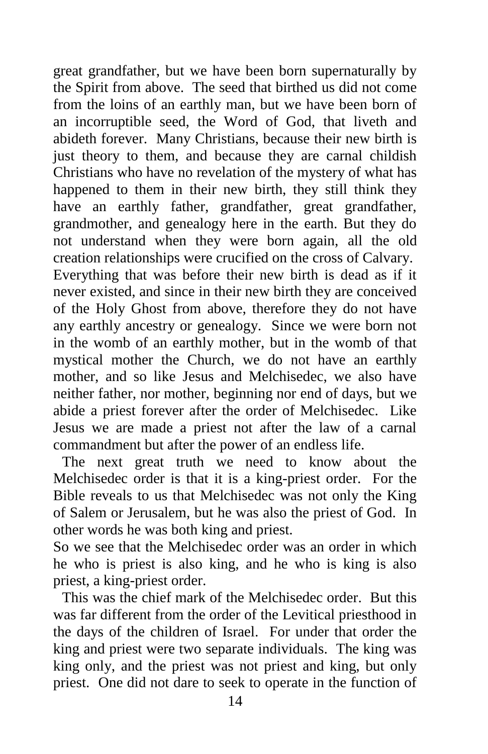great grandfather, but we have been born supernaturally by the Spirit from above. The seed that birthed us did not come from the loins of an earthly man, but we have been born of an incorruptible seed, the Word of God, that liveth and abideth forever. Many Christians, because their new birth is just theory to them, and because they are carnal childish Christians who have no revelation of the mystery of what has happened to them in their new birth, they still think they have an earthly father, grandfather, great grandfather, grandmother, and genealogy here in the earth. But they do not understand when they were born again, all the old creation relationships were crucified on the cross of Calvary. Everything that was before their new birth is dead as if it never existed, and since in their new birth they are conceived of the Holy Ghost from above, therefore they do not have any earthly ancestry or genealogy. Since we were born not in the womb of an earthly mother, but in the womb of that mystical mother the Church, we do not have an earthly mother, and so like Jesus and Melchisedec, we also have neither father, nor mother, beginning nor end of days, but we abide a priest forever after the order of Melchisedec. Like Jesus we are made a priest not after the law of a carnal commandment but after the power of an endless life.

The next great truth we need to know about the Melchisedec order is that it is a king-priest order. For the Bible reveals to us that Melchisedec was not only the King of Salem or Jerusalem, but he was also the priest of God. In other words he was both king and priest.

So we see that the Melchisedec order was an order in which he who is priest is also king, and he who is king is also priest, a king-priest order.

This was the chief mark of the Melchisedec order. But this was far different from the order of the Levitical priesthood in the days of the children of Israel. For under that order the king and priest were two separate individuals. The king was king only, and the priest was not priest and king, but only priest. One did not dare to seek to operate in the function of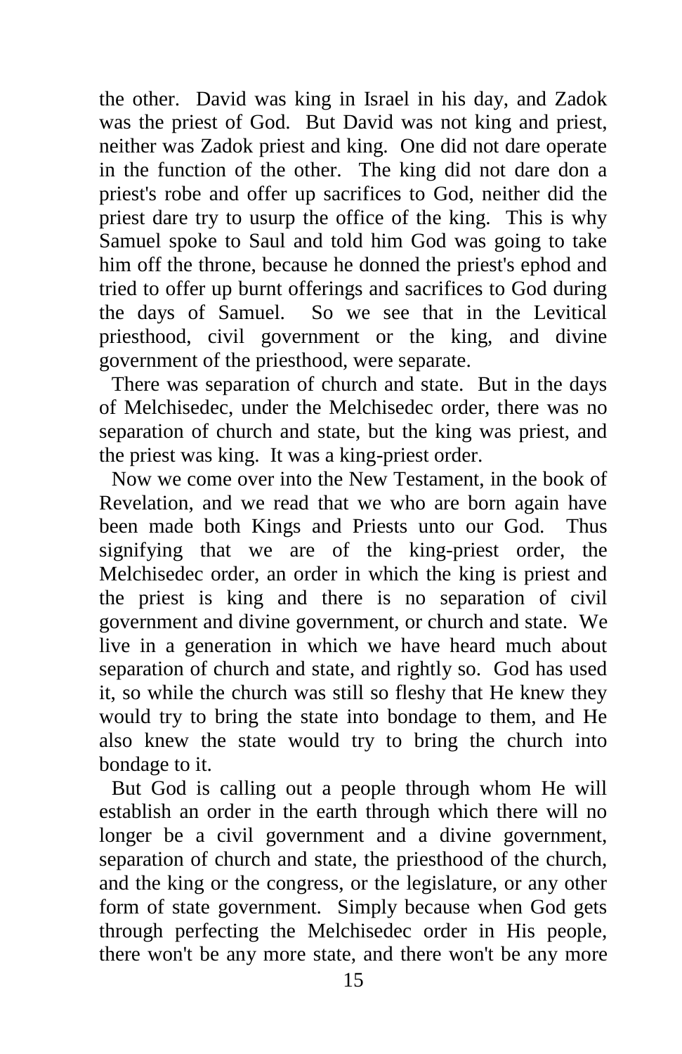the other. David was king in Israel in his day, and Zadok was the priest of God. But David was not king and priest, neither was Zadok priest and king. One did not dare operate in the function of the other. The king did not dare don a priest's robe and offer up sacrifices to God, neither did the priest dare try to usurp the office of the king. This is why Samuel spoke to Saul and told him God was going to take him off the throne, because he donned the priest's ephod and tried to offer up burnt offerings and sacrifices to God during the days of Samuel. So we see that in the Levitical priesthood, civil government or the king, and divine government of the priesthood, were separate.

There was separation of church and state. But in the days of Melchisedec, under the Melchisedec order, there was no separation of church and state, but the king was priest, and the priest was king. It was a king-priest order.

Now we come over into the New Testament, in the book of Revelation, and we read that we who are born again have been made both Kings and Priests unto our God. Thus signifying that we are of the king-priest order, the Melchisedec order, an order in which the king is priest and the priest is king and there is no separation of civil government and divine government, or church and state. We live in a generation in which we have heard much about separation of church and state, and rightly so. God has used it, so while the church was still so fleshy that He knew they would try to bring the state into bondage to them, and He also knew the state would try to bring the church into bondage to it.

But God is calling out a people through whom He will establish an order in the earth through which there will no longer be a civil government and a divine government, separation of church and state, the priesthood of the church, and the king or the congress, or the legislature, or any other form of state government. Simply because when God gets through perfecting the Melchisedec order in His people, there won't be any more state, and there won't be any more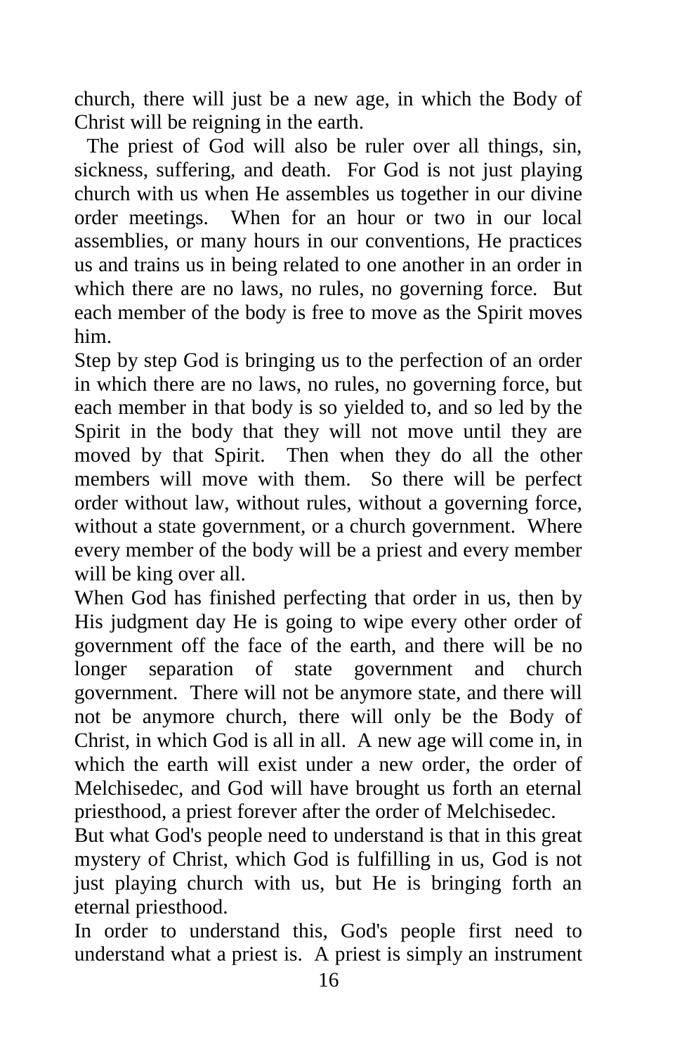church, there will just be a new age, in which the Body of Christ will be reigning in the earth.

The priest of God will also be ruler over all things, sin, sickness, suffering, and death. For God is not just playing church with us when He assembles us together in our divine order meetings. When for an hour or two in our local assemblies, or many hours in our conventions, He practices us and trains us in being related to one another in an order in which there are no laws, no rules, no governing force. But each member of the body is free to move as the Spirit moves him.

Step by step God is bringing us to the perfection of an order in which there are no laws, no rules, no governing force, but each member in that body is so yielded to, and so led by the Spirit in the body that they will not move until they are moved by that Spirit. Then when they do all the other members will move with them. So there will be perfect order without law, without rules, without a governing force, without a state government, or a church government. Where every member of the body will be a priest and every member will be king over all.

When God has finished perfecting that order in us, then by His judgment day He is going to wipe every other order of government off the face of the earth, and there will be no longer separation of state government and church government. There will not be anymore state, and there will not be anymore church, there will only be the Body of Christ, in which God is all in all. A new age will come in, in which the earth will exist under a new order, the order of Melchisedec, and God will have brought us forth an eternal priesthood, a priest forever after the order of Melchisedec.

But what God's people need to understand is that in this great mystery of Christ, which God is fulfilling in us, God is not just playing church with us, but He is bringing forth an eternal priesthood.

In order to understand this, God's people first need to understand what a priest is. A priest is simply an instrument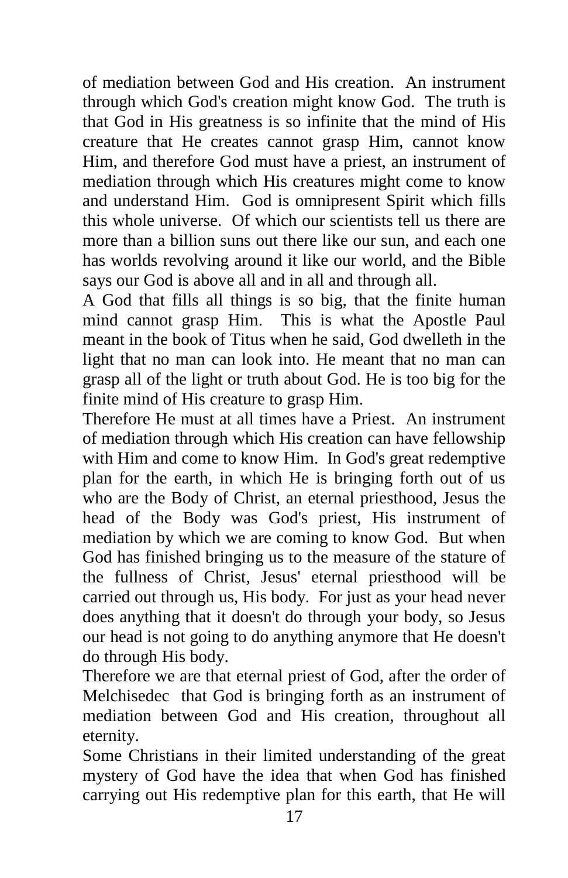of mediation between God and His creation. An instrument through which God's creation might know God. The truth is that God in His greatness is so infinite that the mind of His creature that He creates cannot grasp Him, cannot know Him, and therefore God must have a priest, an instrument of mediation through which His creatures might come to know and understand Him. God is omnipresent Spirit which fills this whole universe. Of which our scientists tell us there are more than a billion suns out there like our sun, and each one has worlds revolving around it like our world, and the Bible says our God is above all and in all and through all.

A God that fills all things is so big, that the finite human mind cannot grasp Him. This is what the Apostle Paul meant in the book of Titus when he said, God dwelleth in the light that no man can look into. He meant that no man can grasp all of the light or truth about God. He is too big for the finite mind of His creature to grasp Him.

Therefore He must at all times have a Priest. An instrument of mediation through which His creation can have fellowship with Him and come to know Him. In God's great redemptive plan for the earth, in which He is bringing forth out of us who are the Body of Christ, an eternal priesthood, Jesus the head of the Body was God's priest, His instrument of mediation by which we are coming to know God. But when God has finished bringing us to the measure of the stature of the fullness of Christ, Jesus' eternal priesthood will be carried out through us, His body. For just as your head never does anything that it doesn't do through your body, so Jesus our head is not going to do anything anymore that He doesn't do through His body.

Therefore we are that eternal priest of God, after the order of Melchisedec that God is bringing forth as an instrument of mediation between God and His creation, throughout all eternity.

Some Christians in their limited understanding of the great mystery of God have the idea that when God has finished carrying out His redemptive plan for this earth, that He will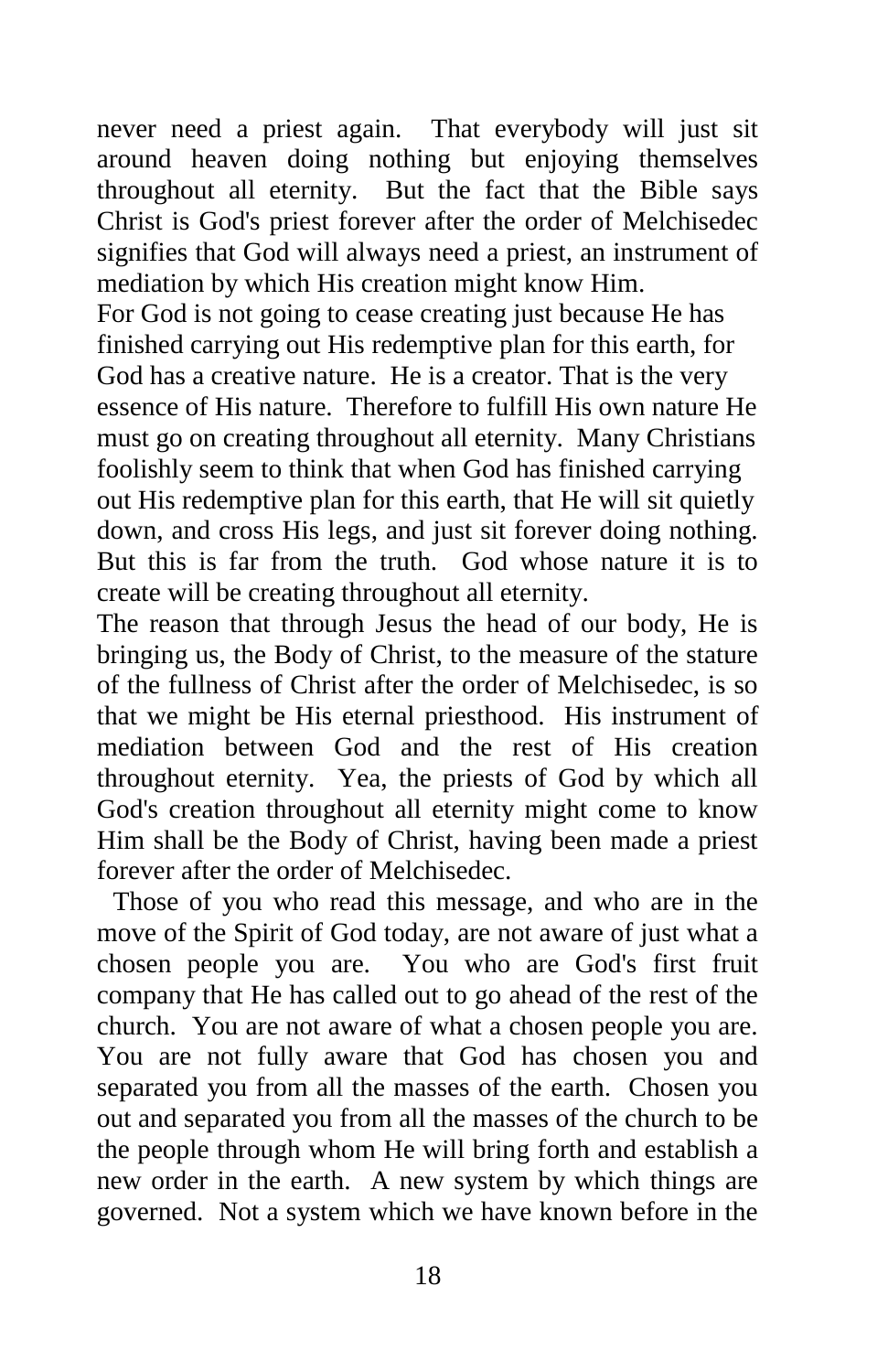never need a priest again. That everybody will just sit around heaven doing nothing but enjoying themselves throughout all eternity. But the fact that the Bible says Christ is God's priest forever after the order of Melchisedec signifies that God will always need a priest, an instrument of mediation by which His creation might know Him.

For God is not going to cease creating just because He has finished carrying out His redemptive plan for this earth, for God has a creative nature. He is a creator. That is the very essence of His nature. Therefore to fulfill His own nature He must go on creating throughout all eternity. Many Christians foolishly seem to think that when God has finished carrying out His redemptive plan for this earth, that He will sit quietly down, and cross His legs, and just sit forever doing nothing. But this is far from the truth. God whose nature it is to create will be creating throughout all eternity.

The reason that through Jesus the head of our body, He is bringing us, the Body of Christ, to the measure of the stature of the fullness of Christ after the order of Melchisedec, is so that we might be His eternal priesthood. His instrument of mediation between God and the rest of His creation throughout eternity. Yea, the priests of God by which all God's creation throughout all eternity might come to know Him shall be the Body of Christ, having been made a priest forever after the order of Melchisedec.

Those of you who read this message, and who are in the move of the Spirit of God today, are not aware of just what a chosen people you are. You who are God's first fruit company that He has called out to go ahead of the rest of the church. You are not aware of what a chosen people you are. You are not fully aware that God has chosen you and separated you from all the masses of the earth. Chosen you out and separated you from all the masses of the church to be the people through whom He will bring forth and establish a new order in the earth. A new system by which things are governed. Not a system which we have known before in the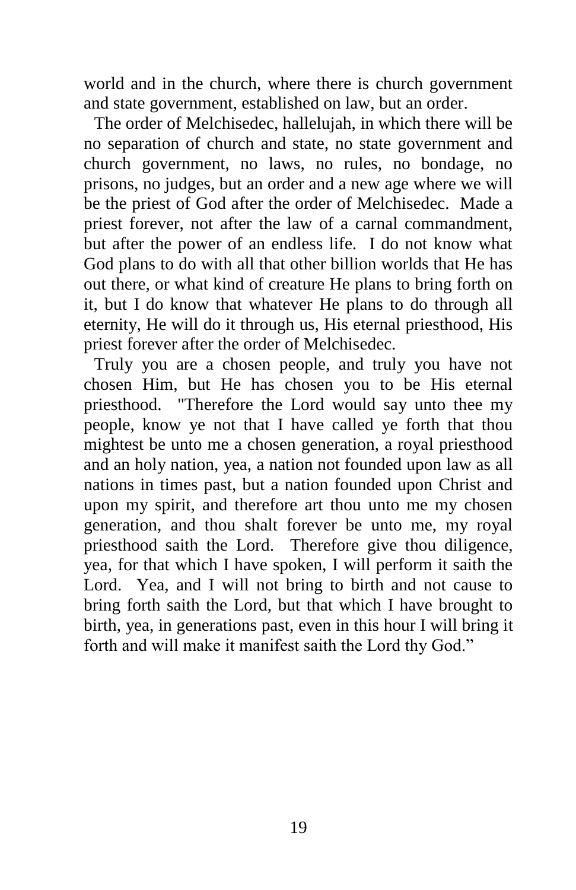world and in the church, where there is church government and state government, established on law, but an order.

The order of Melchisedec, hallelujah, in which there will be no separation of church and state, no state government and church government, no laws, no rules, no bondage, no prisons, no judges, but an order and a new age where we will be the priest of God after the order of Melchisedec. Made a priest forever, not after the law of a carnal commandment, but after the power of an endless life. I do not know what God plans to do with all that other billion worlds that He has out there, or what kind of creature He plans to bring forth on it, but I do know that whatever He plans to do through all eternity, He will do it through us, His eternal priesthood, His priest forever after the order of Melchisedec.

Truly you are a chosen people, and truly you have not chosen Him, but He has chosen you to be His eternal priesthood. "Therefore the Lord would say unto thee my people, know ye not that I have called ye forth that thou mightest be unto me a chosen generation, a royal priesthood and an holy nation, yea, a nation not founded upon law as all nations in times past, but a nation founded upon Christ and upon my spirit, and therefore art thou unto me my chosen generation, and thou shalt forever be unto me, my royal priesthood saith the Lord. Therefore give thou diligence, yea, for that which I have spoken, I will perform it saith the Lord. Yea, and I will not bring to birth and not cause to bring forth saith the Lord, but that which I have brought to birth, yea, in generations past, even in this hour I will bring it forth and will make it manifest saith the Lord thy God."